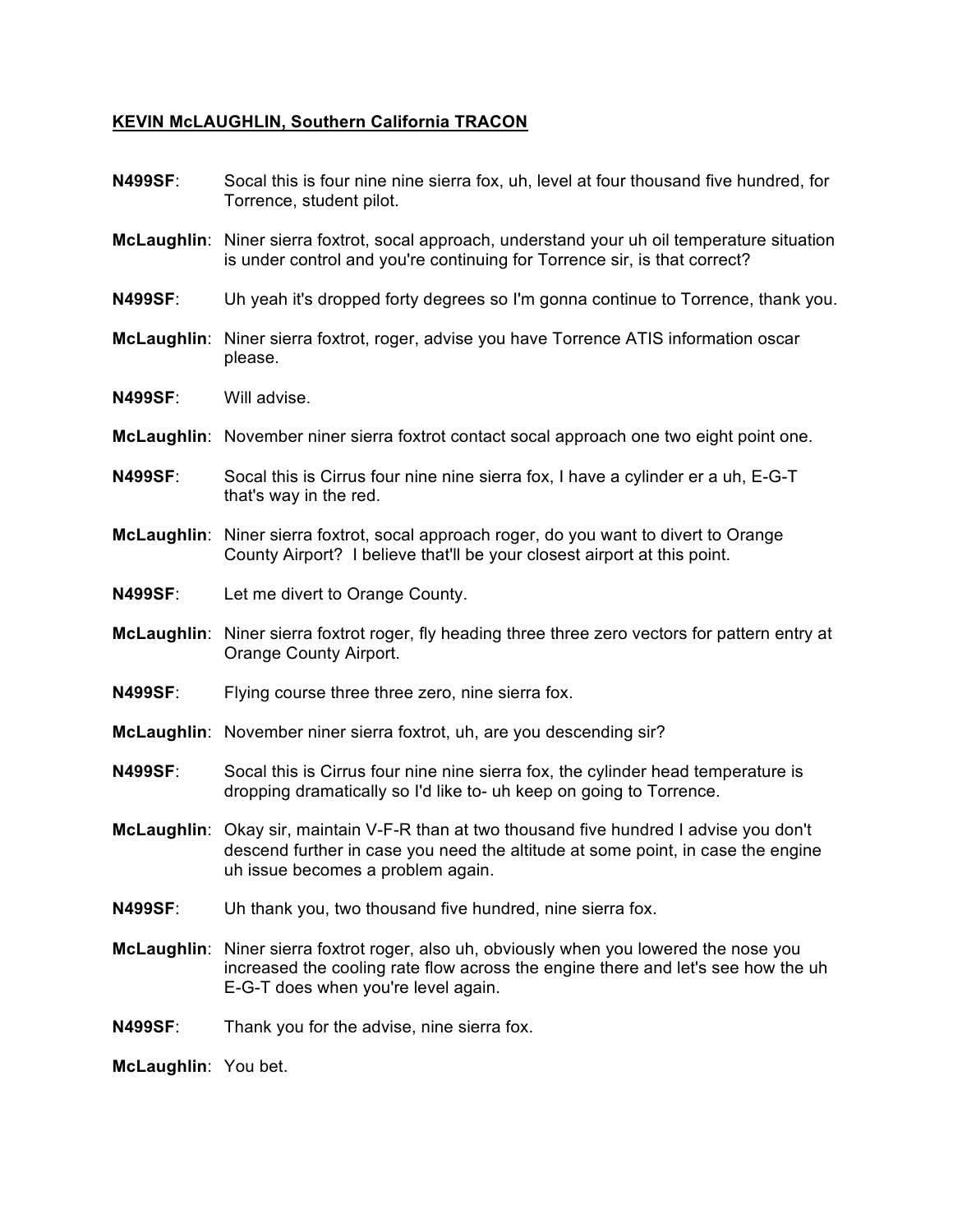**KEVIN McLAUGHLIN, Southern California TRACON**

**N499SF**: Socal this is four nine nine sierra fox, uh, level at four thousand five hundred, for Torrence, student pilot.

**McLaughlin**: Niner sierra foxtrot, socal approach, understand your uh oil temperature situation is under control and you're continuing for Torrence sir, is that correct?

**N499SF**: Uh yeah it's dropped forty degrees so I'm gonna continue to Torrence, thank you.

**McLaughlin**: Niner sierra foxtrot, roger, advise you have Torrence ATIS information oscar please.

**N499SF**: Will advise.

**McLaughlin**: November niner sierra foxtrot contact socal approach one two eight point one.

**N499SF**: Socal this is Cirrus four nine nine sierra fox, I have a cylinder er a uh, E-G-T that's way in the red.

**McLaughlin**: Niner sierra foxtrot, socal approach roger, do you want to divert to Orange County Airport? I believe that'll be your closest airport at this point.

**N499SF**: Let me divert to Orange County.

**McLaughlin**: Niner sierra foxtrot roger, fly heading three three zero vectors for pattern entry at Orange County Airport.

**N499SF**: Flying course three three zero, nine sierra fox.

**McLaughlin**: November niner sierra foxtrot, uh, are you descending sir?

**N499SF**: Socal this is Cirrus four nine nine sierra fox, the cylinder head temperature is dropping dramatically so I'd like to- uh keep on going to Torrence.

**McLaughlin**: Okay sir, maintain V-F-R than at two thousand five hundred I advise you don't descend further in case you need the altitude at some point, in case the engine uh issue becomes a problem again.

**N499SF**: Uh thank you, two thousand five hundred, nine sierra fox.

**McLaughlin**: Niner sierra foxtrot roger, also uh, obviously when you lowered the nose you increased the cooling rate flow across the engine there and let's see how the uh E-G-T does when you're level again.

**N499SF**: Thank you for the advise, nine sierra fox.

**McLaughlin**: You bet.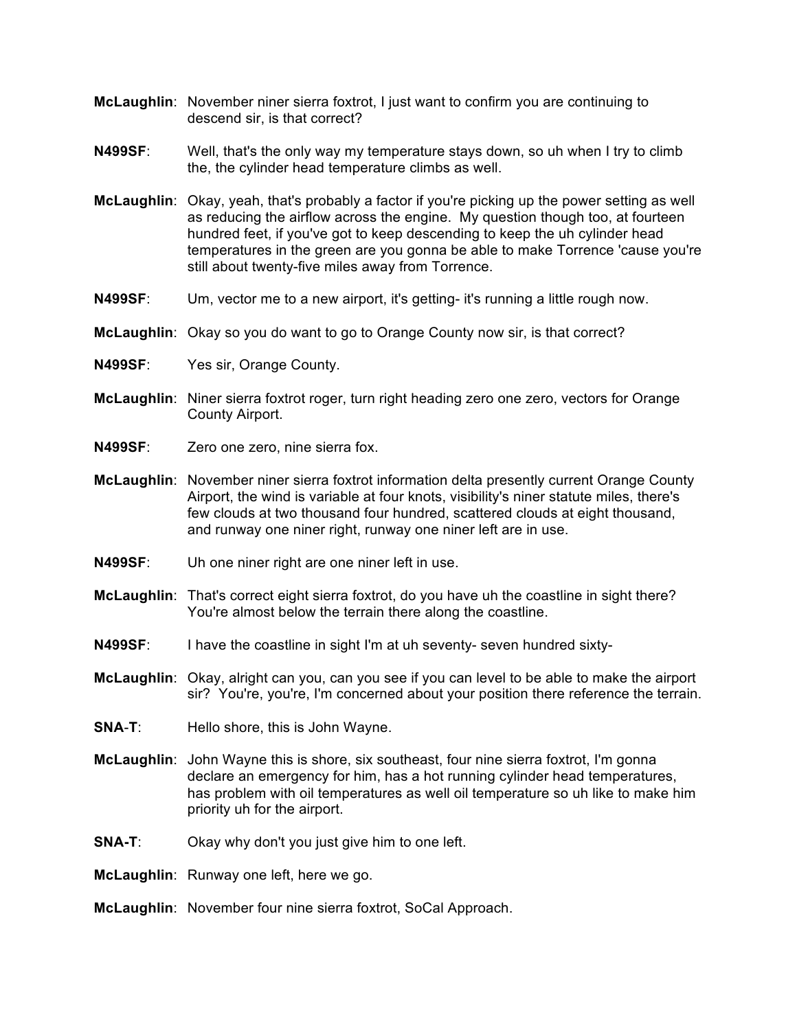**McLaughlin**: November niner sierra foxtrot, I just want to confirm you are continuing to descend sir, is that correct?

**N499SF**: Well, that's the only way my temperature stays down, so uh when I try to climb the, the cylinder head temperature climbs as well.

**McLaughlin**: Okay, yeah, that's probably a factor if you're picking up the power setting as well as reducing the airflow across the engine. My question though too, at fourteen hundred feet, if you've got to keep descending to keep the uh cylinder head temperatures in the green are you gonna be able to make Torrence 'cause you're still about twenty-five miles away from Torrence.

**N499SF**: Um, vector me to a new airport, it's getting- it's running a little rough now.

**McLaughlin**: Okay so you do want to go to Orange County now sir, is that correct?

**N499SF**: Yes sir, Orange County.

**McLaughlin**: Niner sierra foxtrot roger, turn right heading zero one zero, vectors for Orange County Airport.

**N499SF**: Zero one zero, nine sierra fox.

**McLaughlin**: November niner sierra foxtrot information delta presently current Orange County Airport, the wind is variable at four knots, visibility's niner statute miles, there's few clouds at two thousand four hundred, scattered clouds at eight thousand, and runway one niner right, runway one niner left are in use.

**N499SF**: Uh one niner right are one niner left in use.

**McLaughlin**: That's correct eight sierra foxtrot, do you have uh the coastline in sight there? You're almost below the terrain there along the coastline.

**N499SF**: I have the coastline in sight I'm at uh seventy- seven hundred sixty-

**McLaughlin**: Okay, alright can you, can you see if you can level to be able to make the airport sir? You're, you're, I'm concerned about your position there reference the terrain.

**SNA-T**: Hello shore, this is John Wayne.

**McLaughlin**: John Wayne this is shore, six southeast, four nine sierra foxtrot, I'm gonna declare an emergency for him, has a hot running cylinder head temperatures, has problem with oil temperatures as well oil temperature so uh like to make him priority uh for the airport.

**SNA-T**: Okay why don't you just give him to one left.

**McLaughlin**: Runway one left, here we go.

**McLaughlin**: November four nine sierra foxtrot, SoCal Approach.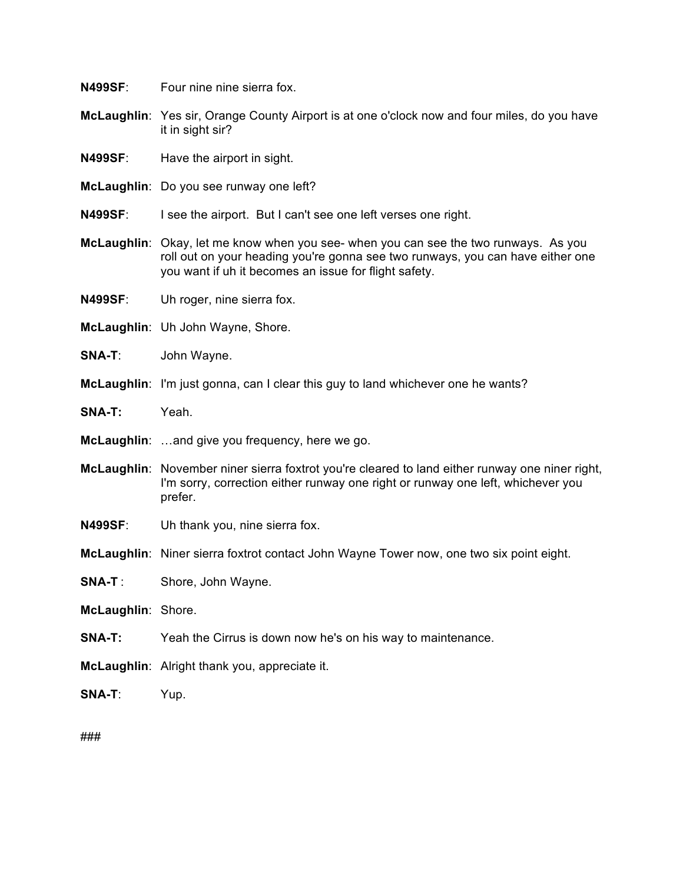**N499SF**: Four nine nine sierra fox.

**McLaughlin**: Yes sir, Orange County Airport is at one o'clock now and four miles, do you have it in sight sir?

**N499SF**: Have the airport in sight.

**McLaughlin**: Do you see runway one left?

**N499SF**: I see the airport. But I can't see one left verses one right.

**McLaughlin**: Okay, let me know when you see- when you can see the two runways. As you roll out on your heading you're gonna see two runways, you can have either one you want if uh it becomes an issue for flight safety.

**N499SF**: Uh roger, nine sierra fox.

**McLaughlin**: Uh John Wayne, Shore.

**SNA-T**: John Wayne.

**McLaughlin**: I'm just gonna, can I clear this guy to land whichever one he wants?

**SNA-T:** Yeah.

**McLaughlin**: …and give you frequency, here we go.

**McLaughlin**: November niner sierra foxtrot you're cleared to land either runway one niner right, I'm sorry, correction either runway one right or runway one left, whichever you prefer.

**N499SF**: Uh thank you, nine sierra fox.

**McLaughlin**: Niner sierra foxtrot contact John Wayne Tower now, one two six point eight.

**SNA-T** : Shore, John Wayne.

**McLaughlin**: Shore.

**SNA-T:** Yeah the Cirrus is down now he's on his way to maintenance.

**McLaughlin**: Alright thank you, appreciate it.

**SNA-T**: Yup.

###